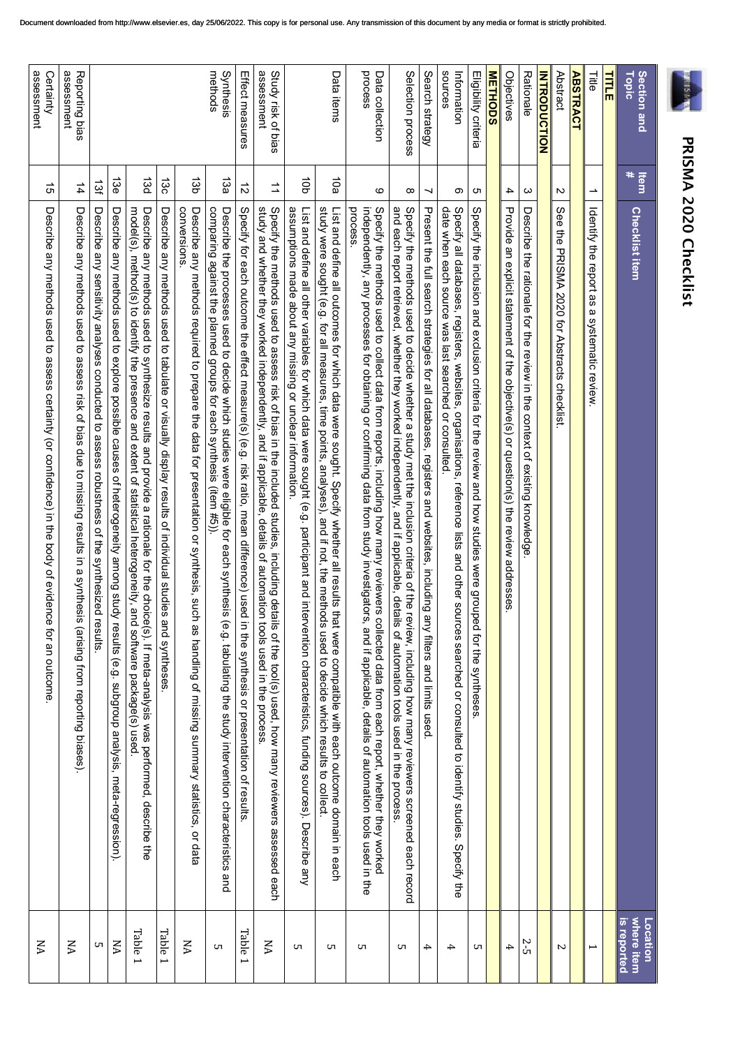# PRISMA 2020 Checklist

| Section and Topic | Item # | Checklist item | Location where item is reported |
|---|---|---|---|
| **TITLE** | | | |
| Title | 1 | Identify the report as a systematic review. | 1 |
| **ABSTRACT** | | | |
| Abstract | 2 | See the PRISMA 2020 for Abstracts checklist. | 2 |
| **INTRODUCTION** | | | |
| Rationale | 3 | Describe the rationale for the review in the context of existing knowledge. | 2-5 |
| Objectives | 4 | Provide an explicit statement of the objective(s) or question(s) the review addresses. | 4 |
| **METHODS** | | | |
| Eligibility criteria | 5 | Specify the inclusion and exclusion criteria for the review and how studies were grouped for the syntheses. | 5 |
| Information sources | 6 | Specify all databases, registers, websites, organisations, reference lists and other sources searched or consulted to identify studies. Specify the date when each source was last searched or consulted. | 4 |
| Search strategy | 7 | Present the full search strategies for all databases, registers and websites, including any filters and limits used. | 4 |
| Selection process | 8 | Specify the methods used to decide whether a study met the inclusion criteria of the review, including how many reviewers screened each record and each report retrieved, whether they worked independently, and if applicable, details of automation tools used in the process. | 5 |
| Data collection process | 9 | Specify the methods used to collect data from reports, including how many reviewers collected data from each report, whether they worked independently, any processes for obtaining or confirming data from study investigators, and if applicable, details of automation tools used in the process. | 5 |
| Data items | 10a | List and define all outcomes for which data were sought. Specify whether all results that were compatible with each outcome domain in each study were sought (e.g. for all measures, time points, analyses), and if not, the methods used to decide which results to collect. | 5 |
| | 10b | List and define all other variables for which data were sought (e.g. participant and intervention characteristics, funding sources). Describe any assumptions made about any missing or unclear information. | 5 |
| Study risk of bias assessment | 11 | Specify the methods used to assess risk of bias in the included studies, including details of the tool(s) used, how many reviewers assessed each study and whether they worked independently, and if applicable, details of automation tools used in the process. | NA |
| Effect measures | 12 | Specify for each outcome the effect measure(s) (e.g. risk ratio, mean difference) used in the synthesis or presentation of results. | Table 1 |
| Synthesis methods | 13a | Describe the processes used to decide which studies were eligible for each synthesis (e.g. tabulating the study intervention characteristics and comparing against the planned groups for each synthesis (item #5)). | 5 |
| | 13b | Describe any methods required to prepare the data for presentation or synthesis, such as handling of missing summary statistics, or data conversions. | NA |
| | 13c | Describe any methods used to tabulate or visually display results of individual studies and syntheses. | Table 1 |
| | 13d | Describe any methods used to synthesize results and provide a rationale for the choice(s). If meta-analysis was performed, describe the model(s), method(s) to identify the presence and extent of statistical heterogeneity, and software package(s) used. | Table 1 |
| | 13e | Describe any methods used to explore possible causes of heterogeneity among study results (e.g. subgroup analysis, meta-regression). | NA |
| | 13f | Describe any sensitivity analyses conducted to assess robustness of the synthesized results. | 5 |
| Reporting bias assessment | 14 | Describe any methods used to assess risk of bias due to missing results in a synthesis (arising from reporting biases). | NA |
| Certainty assessment | 15 | Describe any methods used to assess certainty (or confidence) in the body of evidence for an outcome. | NA |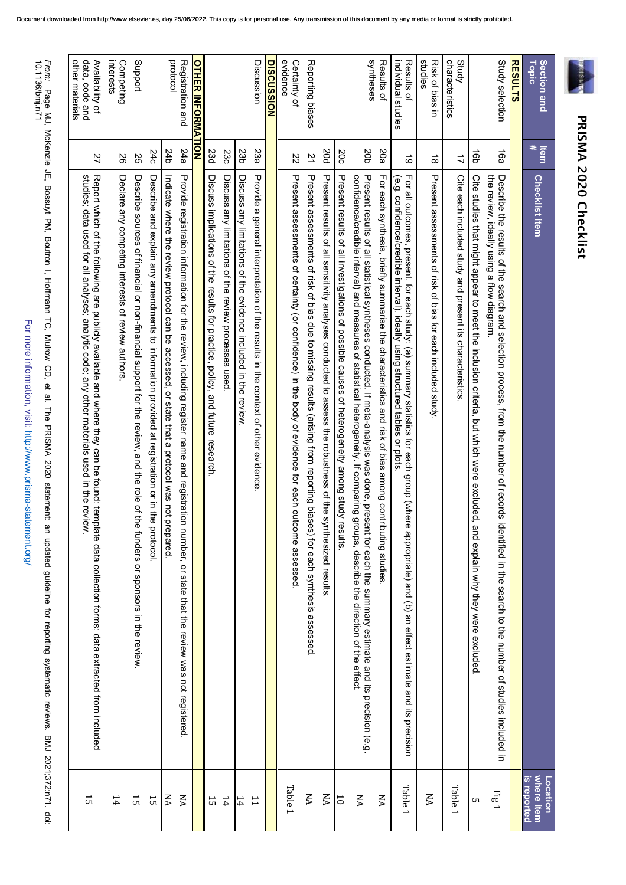# PRISMA 2020 Checklist

| Section and Topic | Item # | Checklist item | Location where item is reported |
|---|---|---|---|
| **RESULTS** | | | |
| Study selection | 16a | Describe the results of the search and selection process, from the number of records identified in the search to the number of studies included in the review, ideally using a flow diagram. | Fig 1 |
| | 16b | Cite studies that might appear to meet the inclusion criteria, but which were excluded, and explain why they were excluded. | 5 |
| Study characteristics | 17 | Cite each included study and present its characteristics. | Table 1 |
| Risk of bias in studies | 18 | Present assessments of risk of bias for each included study. | NA |
| Results of individual studies | 19 | For all outcomes, present, for each study: (a) summary statistics for each group (where appropriate) and (b) an effect estimate and its precision (e.g. confidence/credible interval), ideally using structured tables or plots. | Table 1 |
| Results of syntheses | 20a | For each synthesis, briefly summarise the characteristics and risk of bias among contributing studies. | NA |
| | 20b | Present results of all statistical syntheses conducted. If meta-analysis was done, present for each the summary estimate and its precision (e.g. confidence/credible interval) and measures of statistical heterogeneity. If comparing groups, describe the direction of the effect. | NA |
| | 20c | Present results of all investigations of possible causes of heterogeneity among study results. | 10 |
| | 20d | Present results of all sensitivity analyses conducted to assess the robustness of the synthesized results. | NA |
| Reporting biases | 21 | Present assessments of risk of bias due to missing results (arising from reporting biases) for each synthesis assessed. | NA |
| Certainty of evidence | 22 | Present assessments of certainty (or confidence) in the body of evidence for each outcome assessed. | Table 1 |
| **DISCUSSION** | | | |
| Discussion | 23a | Provide a general interpretation of the results in the context of other evidence. | 11 |
| | 23b | Discuss any limitations of the evidence included in the review. | 14 |
| | 23c | Discuss any limitations of the review processes used. | 14 |
| | 23d | Discuss implications of the results for practice, policy, and future research. | 15 |
| **OTHER INFORMATION** | | | |
| Registration and protocol | 24a | Provide registration information for the review, including register name and registration number, or state that the review was not registered. | NA |
| | 24b | Indicate where the review protocol can be accessed, or state that a protocol was not prepared. | NA |
| | 24c | Describe and explain any amendments to information provided at registration or in the protocol. | 15 |
| Support | 25 | Describe sources of financial or non-financial support for the review, and the role of the funders or sponsors in the review. | 15 |
| Competing interests | 26 | Declare any competing interests of review authors. | 14 |
| Availability of data, code and other materials | 27 | Report which of the following are publicly available and where they can be found: template data collection forms; data extracted from included studies; data used for all analyses; analytic code; any other materials used in the review. | 15 |

*From:* Page MJ, McKenzie JE, Bossuyt PM, Boutron I, Hoffmann TC, Mulrow CD, et al. The PRISMA 2020 statement: an updated guideline for reporting systematic reviews. BMJ 2021;372:n71. doi: 10.1136/bmj.n71

For more information, visit: http://www.prisma-statement.org/